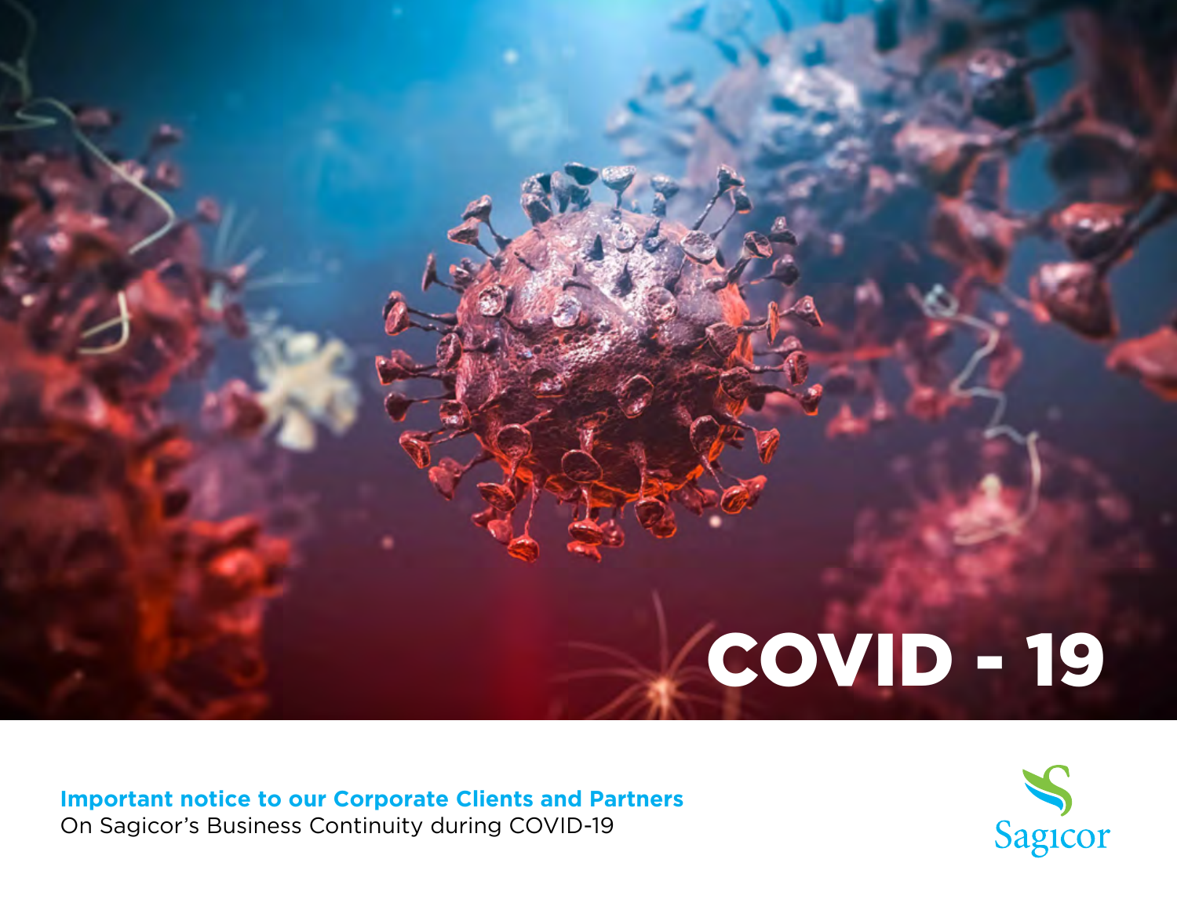# COVID - 19

**Important notice to our Corporate Clients and Partners**

On Sagicor's Business Continuity during COVID-19

Sagicor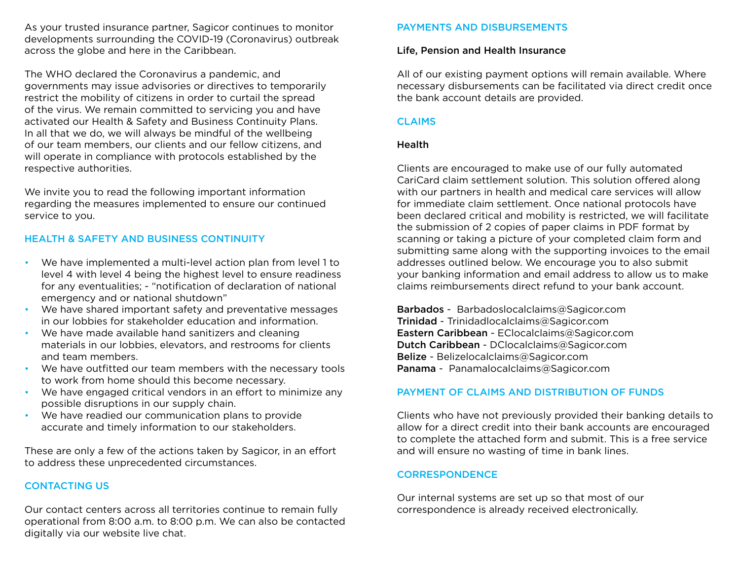As your trusted insurance partner, Sagicor continues to monitor developments surrounding the COVID-19 (Coronavirus) outbreak across the globe and here in the Caribbean.

The WHO declared the Coronavirus a pandemic, and governments may issue advisories or directives to temporarily restrict the mobility of citizens in order to curtail the spread of the virus. We remain committed to servicing you and have activated our Health & Safety and Business Continuity Plans. In all that we do, we will always be mindful of the wellbeing of our team members, our clients and our fellow citizens, and will operate in compliance with protocols established by the respective authorities.

We invite you to read the following important information regarding the measures implemented to ensure our continued service to you.

## HEALTH & SAFETY AND BUSINESS CONTINUITY

- We have implemented a multi-level action plan from level 1 to level 4 with level 4 being the highest level to ensure readiness for any eventualities; - "notification of declaration of national emergency and or national shutdown"
- We have shared important safety and preventative messages in our lobbies for stakeholder education and information.
- We have made available hand sanitizers and cleaning materials in our lobbies, elevators, and restrooms for clients and team members.
- We have outfitted our team members with the necessary tools to work from home should this become necessary.
- We have engaged critical vendors in an effort to minimize any possible disruptions in our supply chain.
- We have readied our communication plans to provide accurate and timely information to our stakeholders.

These are only a few of the actions taken by Sagicor, in an effort to address these unprecedented circumstances.

## CONTACTING US

Our contact centers across all territories continue to remain fully operational from 8:00 a.m. to 8:00 p.m. We can also be contacted digitally via our website live chat.

## PAYMENTS AND DISBURSEMENTS

### Life, Pension and Health Insurance

All of our existing payment options will remain available. Where necessary disbursements can be facilitated via direct credit once the bank account details are provided.

## CLAIMS

### Health

Clients are encouraged to make use of our fully automated CariCard claim settlement solution. This solution offered along with our partners in health and medical care services will allow for immediate claim settlement. Once national protocols have been declared critical and mobility is restricted, we will facilitate the submission of 2 copies of paper claims in PDF format by scanning or taking a picture of your completed claim form and submitting same along with the supporting invoices to the email addresses outlined below. We encourage you to also submit your banking information and email address to allow us to make claims reimbursements direct refund to your bank account.

**Barbados** - Barbadoslocalclaims@Sagicor.com
**Trinidad** - Trinidadlocalclaims@Sagicor.com
**Eastern Caribbean** - EClocalclaims@Sagicor.com
**Dutch Caribbean** - DClocalclaims@Sagicor.com
**Belize** - Belizelocalclaims@Sagicor.com
**Panama** - Panamalocalclaims@Sagicor.com

## PAYMENT OF CLAIMS AND DISTRIBUTION OF FUNDS

Clients who have not previously provided their banking details to allow for a direct credit into their bank accounts are encouraged to complete the attached form and submit. This is a free service and will ensure no wasting of time in bank lines.

## CORRESPONDENCE

Our internal systems are set up so that most of our correspondence is already received electronically.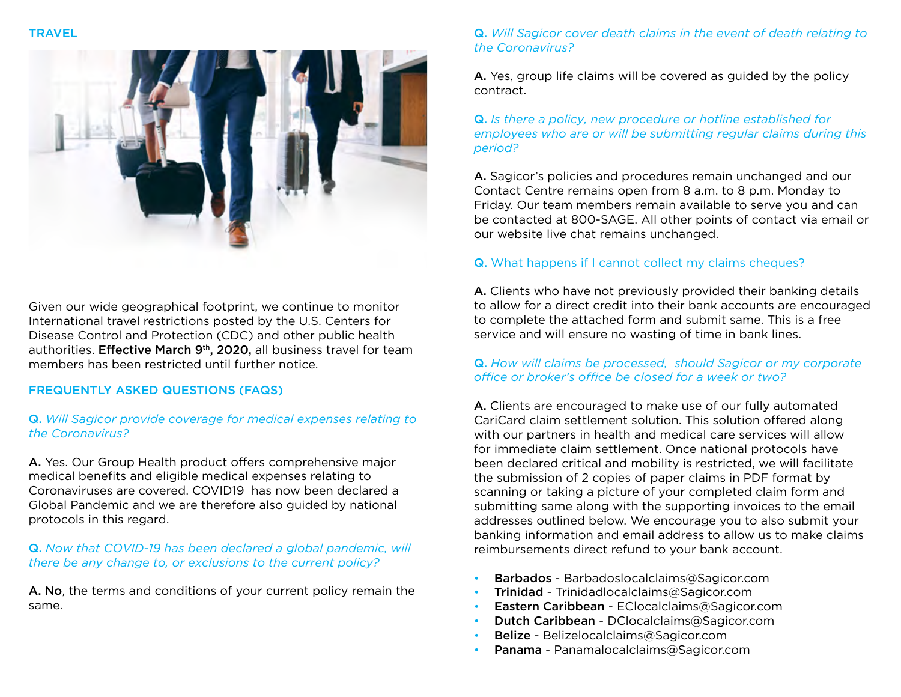## TRAVEL

Given our wide geographical footprint, we continue to monitor International travel restrictions posted by the U.S. Centers for Disease Control and Protection (CDC) and other public health authorities. **Effective March 9th, 2020,** all business travel for team members has been restricted until further notice.

## FREQUENTLY ASKED QUESTIONS (FAQS)

**Q.** *Will Sagicor provide coverage for medical expenses relating to the Coronavirus?*

**A.** Yes. Our Group Health product offers comprehensive major medical benefits and eligible medical expenses relating to Coronaviruses are covered. COVID19 has now been declared a Global Pandemic and we are therefore also guided by national protocols in this regard.

**Q.** *Now that COVID-19 has been declared a global pandemic, will there be any change to, or exclusions to the current policy?*

**A. No**, the terms and conditions of your current policy remain the same.

**Q.** *Will Sagicor cover death claims in the event of death relating to the Coronavirus?*

**A.** Yes, group life claims will be covered as guided by the policy contract.

**Q.** *Is there a policy, new procedure or hotline established for employees who are or will be submitting regular claims during this period?*

**A.** Sagicor's policies and procedures remain unchanged and our Contact Centre remains open from 8 a.m. to 8 p.m. Monday to Friday. Our team members remain available to serve you and can be contacted at 800-SAGE. All other points of contact via email or our website live chat remains unchanged.

**Q.** What happens if I cannot collect my claims cheques?

**A.** Clients who have not previously provided their banking details to allow for a direct credit into their bank accounts are encouraged to complete the attached form and submit same. This is a free service and will ensure no wasting of time in bank lines.

**Q.** *How will claims be processed, should Sagicor or my corporate office or broker's office be closed for a week or two?*

**A.** Clients are encouraged to make use of our fully automated CariCard claim settlement solution. This solution offered along with our partners in health and medical care services will allow for immediate claim settlement. Once national protocols have been declared critical and mobility is restricted, we will facilitate the submission of 2 copies of paper claims in PDF format by scanning or taking a picture of your completed claim form and submitting same along with the supporting invoices to the email addresses outlined below. We encourage you to also submit your banking information and email address to allow us to make claims reimbursements direct refund to your bank account.

- **Barbados** - Barbadoslocalclaims@Sagicor.com
- **Trinidad** - Trinidadlocalclaims@Sagicor.com
- **Eastern Caribbean** - EClocalclaims@Sagicor.com
- **Dutch Caribbean** - DClocalclaims@Sagicor.com
- **Belize** - Belizelocalclaims@Sagicor.com
- **Panama** - Panamalocalclaims@Sagicor.com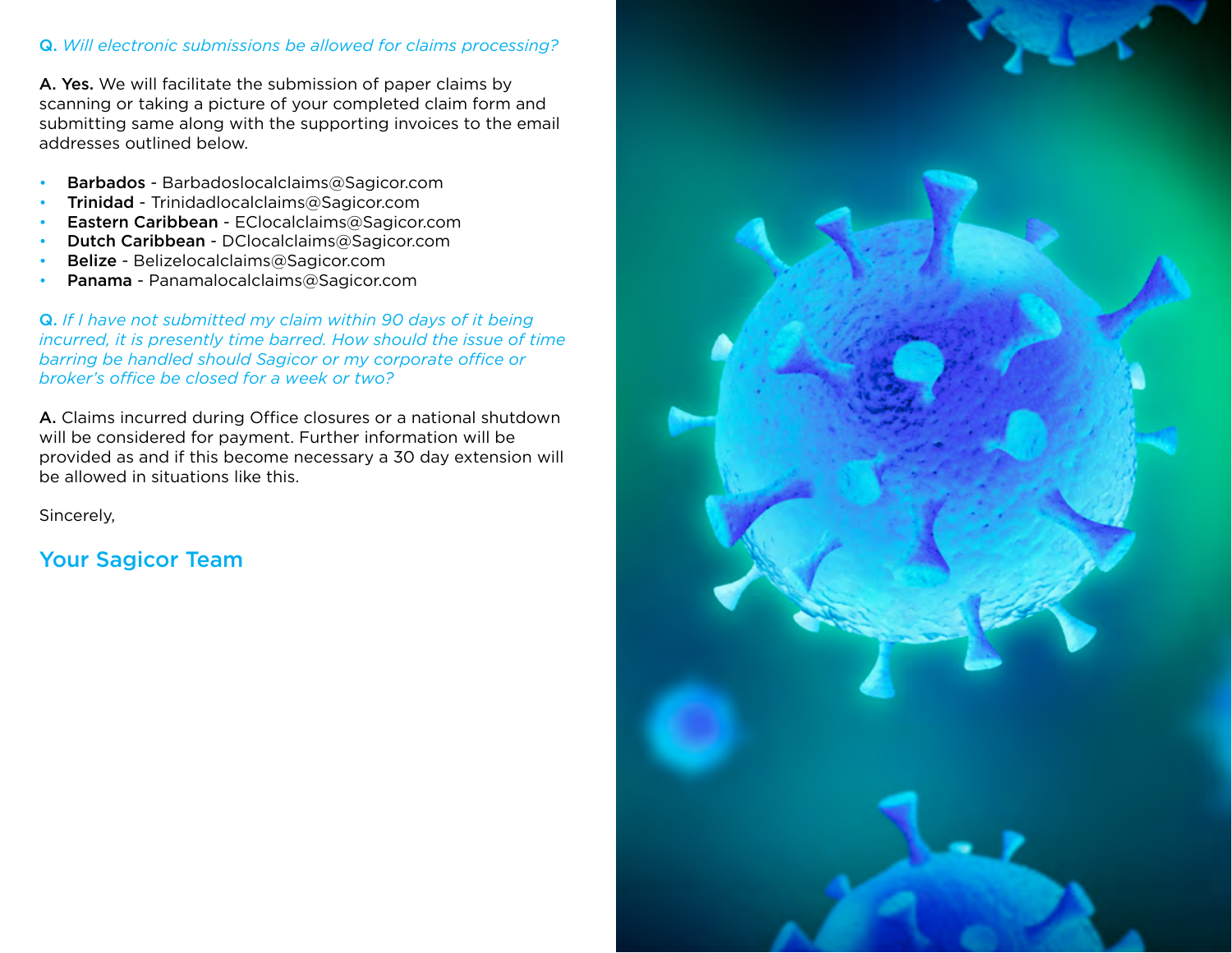**Q.** *Will electronic submissions be allowed for claims processing?*

**A. Yes.** We will facilitate the submission of paper claims by scanning or taking a picture of your completed claim form and submitting same along with the supporting invoices to the email addresses outlined below.

- **Barbados** - Barbadoslocalclaims@Sagicor.com
- **Trinidad** - Trinidadlocalclaims@Sagicor.com
- **Eastern Caribbean** - EClocalclaims@Sagicor.com
- **Dutch Caribbean** - DClocalclaims@Sagicor.com
- **Belize** - Belizelocalclaims@Sagicor.com
- **Panama** - Panamalocalclaims@Sagicor.com

**Q.** *If I have not submitted my claim within 90 days of it being incurred, it is presently time barred. How should the issue of time barring be handled should Sagicor or my corporate office or broker's office be closed for a week or two?*

**A.** Claims incurred during Office closures or a national shutdown will be considered for payment. Further information will be provided as and if this become necessary a 30 day extension will be allowed in situations like this.

Sincerely,

Your Sagicor Team